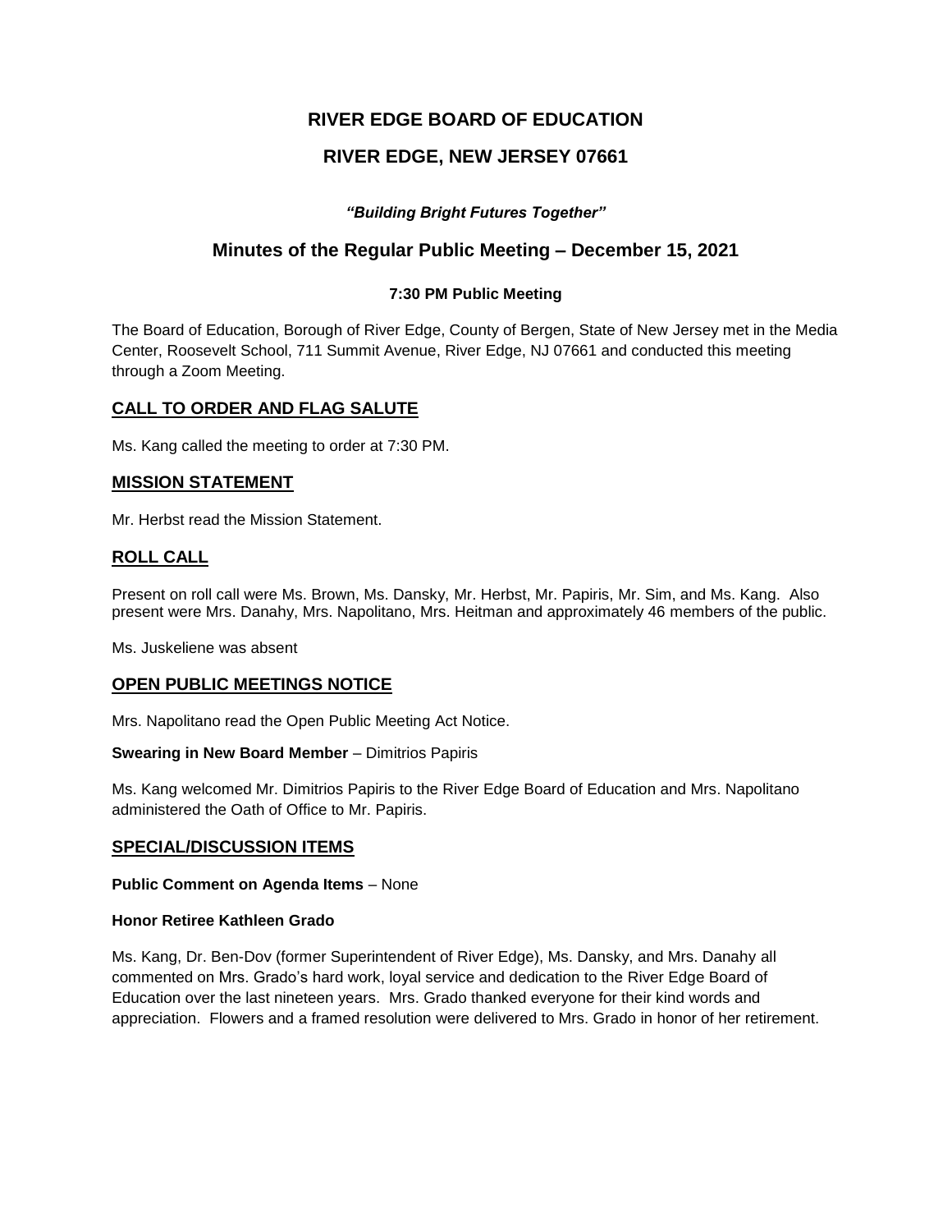# RIVER EDGE BOARD OF EDUCATION

# RIVER EDGE, NEW JERSEY 07661

***"Building Bright Futures Together"***

## Minutes of the Regular Public Meeting – December 15, 2021

**7:30 PM Public Meeting**

The Board of Education, Borough of River Edge, County of Bergen, State of New Jersey met in the Media Center, Roosevelt School, 711 Summit Avenue, River Edge, NJ 07661 and conducted this meeting through a Zoom Meeting.

## CALL TO ORDER AND FLAG SALUTE

Ms. Kang called the meeting to order at 7:30 PM.

## MISSION STATEMENT

Mr. Herbst read the Mission Statement.

## ROLL CALL

Present on roll call were Ms. Brown, Ms. Dansky, Mr. Herbst, Mr. Papiris, Mr. Sim, and Ms. Kang. Also present were Mrs. Danahy, Mrs. Napolitano, Mrs. Heitman and approximately 46 members of the public.

Ms. Juskeliene was absent

## OPEN PUBLIC MEETINGS NOTICE

Mrs. Napolitano read the Open Public Meeting Act Notice.

**Swearing in New Board Member** – Dimitrios Papiris

Ms. Kang welcomed Mr. Dimitrios Papiris to the River Edge Board of Education and Mrs. Napolitano administered the Oath of Office to Mr. Papiris.

## SPECIAL/DISCUSSION ITEMS

**Public Comment on Agenda Items** – None

**Honor Retiree Kathleen Grado**

Ms. Kang, Dr. Ben-Dov (former Superintendent of River Edge), Ms. Dansky, and Mrs. Danahy all commented on Mrs. Grado's hard work, loyal service and dedication to the River Edge Board of Education over the last nineteen years. Mrs. Grado thanked everyone for their kind words and appreciation. Flowers and a framed resolution were delivered to Mrs. Grado in honor of her retirement.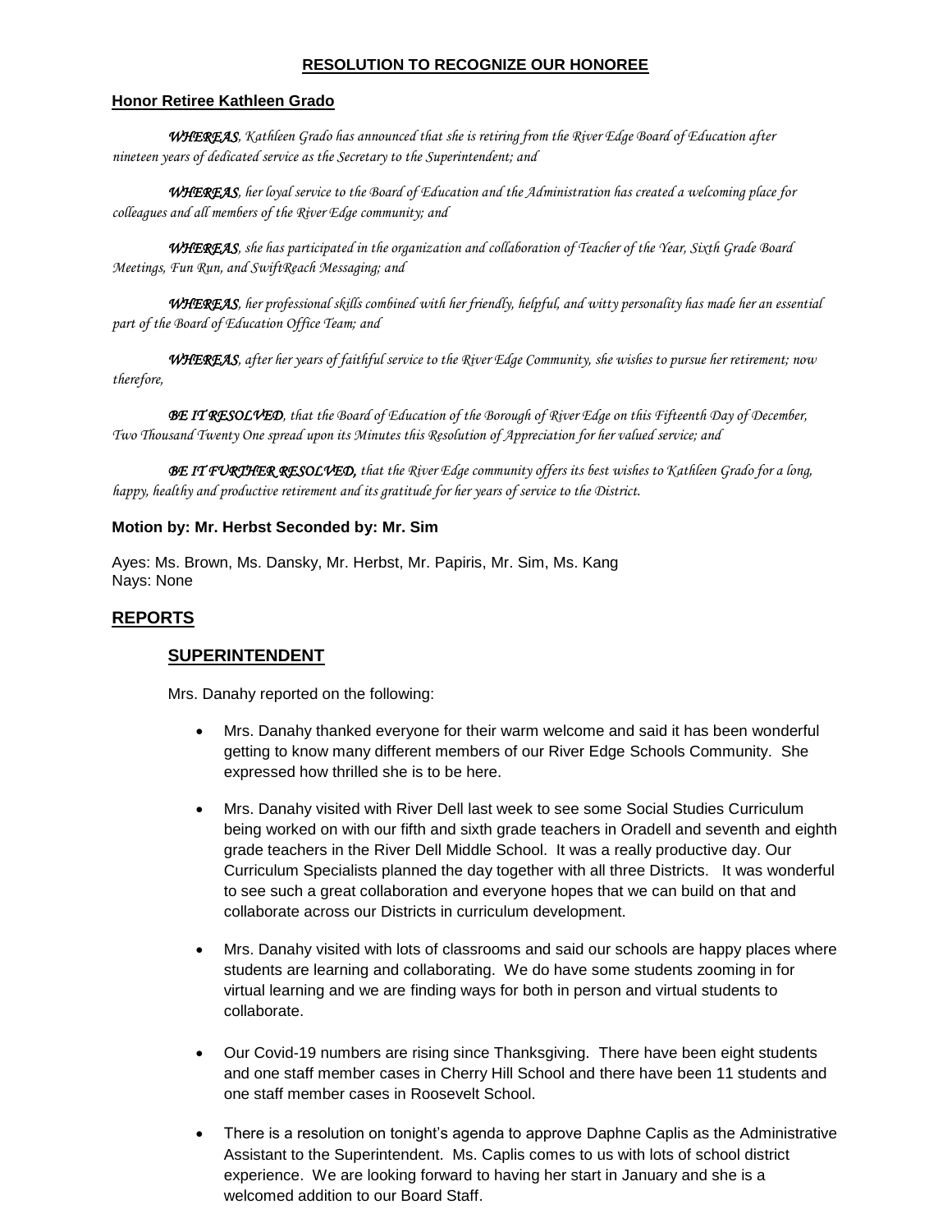**RESOLUTION TO RECOGNIZE OUR HONOREE**

**Honor Retiree Kathleen Grado**

*WHEREAS, Kathleen Grado has announced that she is retiring from the River Edge Board of Education after nineteen years of dedicated service as the Secretary to the Superintendent; and*

*WHEREAS, her loyal service to the Board of Education and the Administration has created a welcoming place for colleagues and all members of the River Edge community; and*

*WHEREAS, she has participated in the organization and collaboration of Teacher of the Year, Sixth Grade Board Meetings, Fun Run, and SwiftReach Messaging; and*

*WHEREAS, her professional skills combined with her friendly, helpful, and witty personality has made her an essential part of the Board of Education Office Team; and*

*WHEREAS, after her years of faithful service to the River Edge Community, she wishes to pursue her retirement; now therefore,*

*BE IT RESOLVED, that the Board of Education of the Borough of River Edge on this Fifteenth Day of December, Two Thousand Twenty One spread upon its Minutes this Resolution of Appreciation for her valued service; and*

*BE IT FURTHER RESOLVED, that the River Edge community offers its best wishes to Kathleen Grado for a long, happy, healthy and productive retirement and its gratitude for her years of service to the District.*

**Motion by: Mr. Herbst Seconded by: Mr. Sim**

Ayes: Ms. Brown, Ms. Dansky, Mr. Herbst, Mr. Papiris, Mr. Sim, Ms. Kang
Nays: None

## REPORTS

### SUPERINTENDENT

Mrs. Danahy reported on the following:

- Mrs. Danahy thanked everyone for their warm welcome and said it has been wonderful getting to know many different members of our River Edge Schools Community. She expressed how thrilled she is to be here.
- Mrs. Danahy visited with River Dell last week to see some Social Studies Curriculum being worked on with our fifth and sixth grade teachers in Oradell and seventh and eighth grade teachers in the River Dell Middle School. It was a really productive day. Our Curriculum Specialists planned the day together with all three Districts. It was wonderful to see such a great collaboration and everyone hopes that we can build on that and collaborate across our Districts in curriculum development.
- Mrs. Danahy visited with lots of classrooms and said our schools are happy places where students are learning and collaborating. We do have some students zooming in for virtual learning and we are finding ways for both in person and virtual students to collaborate.
- Our Covid-19 numbers are rising since Thanksgiving. There have been eight students and one staff member cases in Cherry Hill School and there have been 11 students and one staff member cases in Roosevelt School.
- There is a resolution on tonight's agenda to approve Daphne Caplis as the Administrative Assistant to the Superintendent. Ms. Caplis comes to us with lots of school district experience. We are looking forward to having her start in January and she is a welcomed addition to our Board Staff.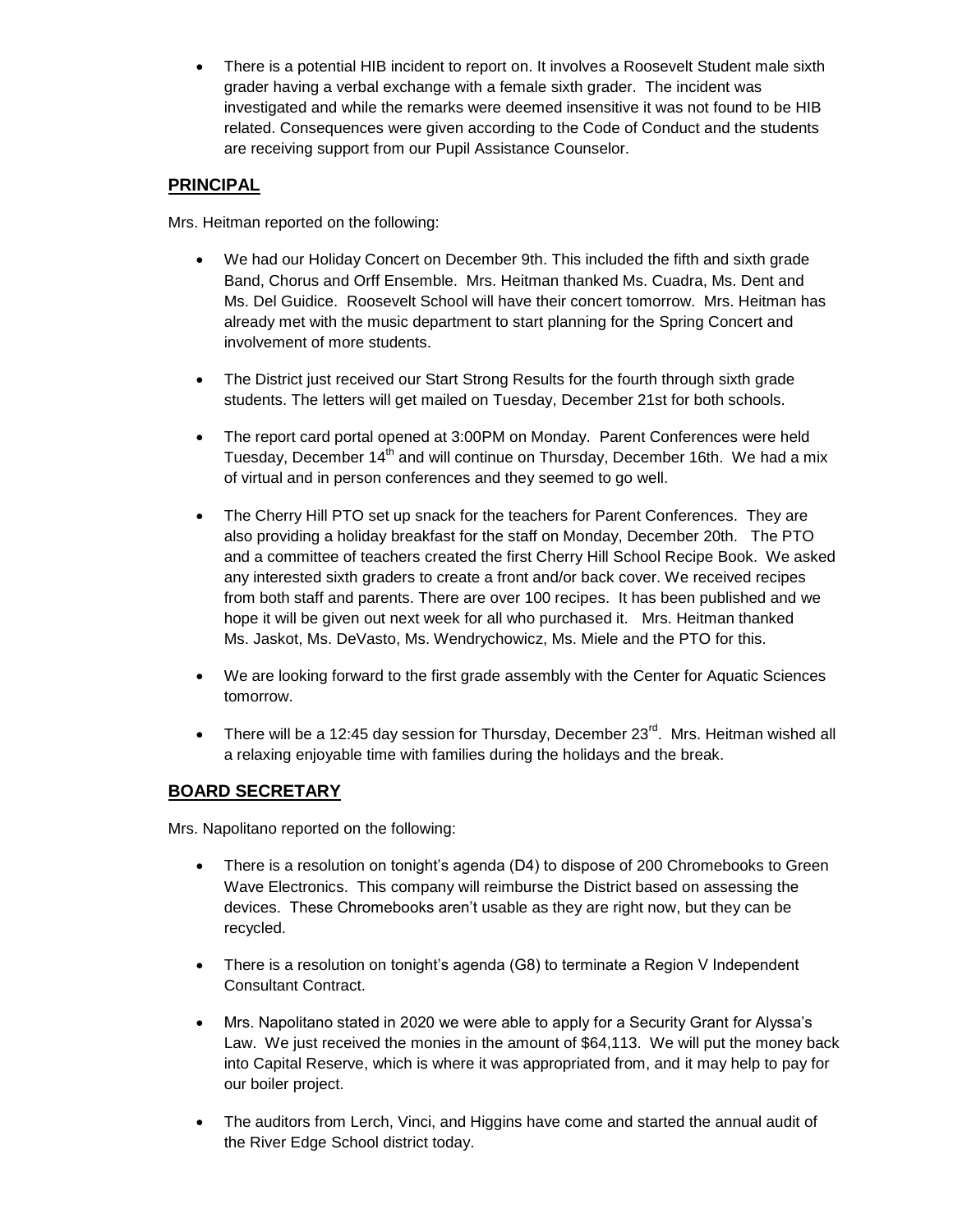- There is a potential HIB incident to report on. It involves a Roosevelt Student male sixth grader having a verbal exchange with a female sixth grader. The incident was investigated and while the remarks were deemed insensitive it was not found to be HIB related. Consequences were given according to the Code of Conduct and the students are receiving support from our Pupil Assistance Counselor.

## PRINCIPAL

Mrs. Heitman reported on the following:

- We had our Holiday Concert on December 9th. This included the fifth and sixth grade Band, Chorus and Orff Ensemble. Mrs. Heitman thanked Ms. Cuadra, Ms. Dent and Ms. Del Guidice. Roosevelt School will have their concert tomorrow. Mrs. Heitman has already met with the music department to start planning for the Spring Concert and involvement of more students.
- The District just received our Start Strong Results for the fourth through sixth grade students. The letters will get mailed on Tuesday, December 21st for both schools.
- The report card portal opened at 3:00PM on Monday. Parent Conferences were held Tuesday, December 14th and will continue on Thursday, December 16th. We had a mix of virtual and in person conferences and they seemed to go well.
- The Cherry Hill PTO set up snack for the teachers for Parent Conferences. They are also providing a holiday breakfast for the staff on Monday, December 20th. The PTO and a committee of teachers created the first Cherry Hill School Recipe Book. We asked any interested sixth graders to create a front and/or back cover. We received recipes from both staff and parents. There are over 100 recipes. It has been published and we hope it will be given out next week for all who purchased it. Mrs. Heitman thanked Ms. Jaskot, Ms. DeVasto, Ms. Wendrychowicz, Ms. Miele and the PTO for this.
- We are looking forward to the first grade assembly with the Center for Aquatic Sciences tomorrow.
- There will be a 12:45 day session for Thursday, December 23rd. Mrs. Heitman wished all a relaxing enjoyable time with families during the holidays and the break.

## BOARD SECRETARY

Mrs. Napolitano reported on the following:

- There is a resolution on tonight's agenda (D4) to dispose of 200 Chromebooks to Green Wave Electronics. This company will reimburse the District based on assessing the devices. These Chromebooks aren't usable as they are right now, but they can be recycled.
- There is a resolution on tonight's agenda (G8) to terminate a Region V Independent Consultant Contract.
- Mrs. Napolitano stated in 2020 we were able to apply for a Security Grant for Alyssa's Law. We just received the monies in the amount of $64,113. We will put the money back into Capital Reserve, which is where it was appropriated from, and it may help to pay for our boiler project.
- The auditors from Lerch, Vinci, and Higgins have come and started the annual audit of the River Edge School district today.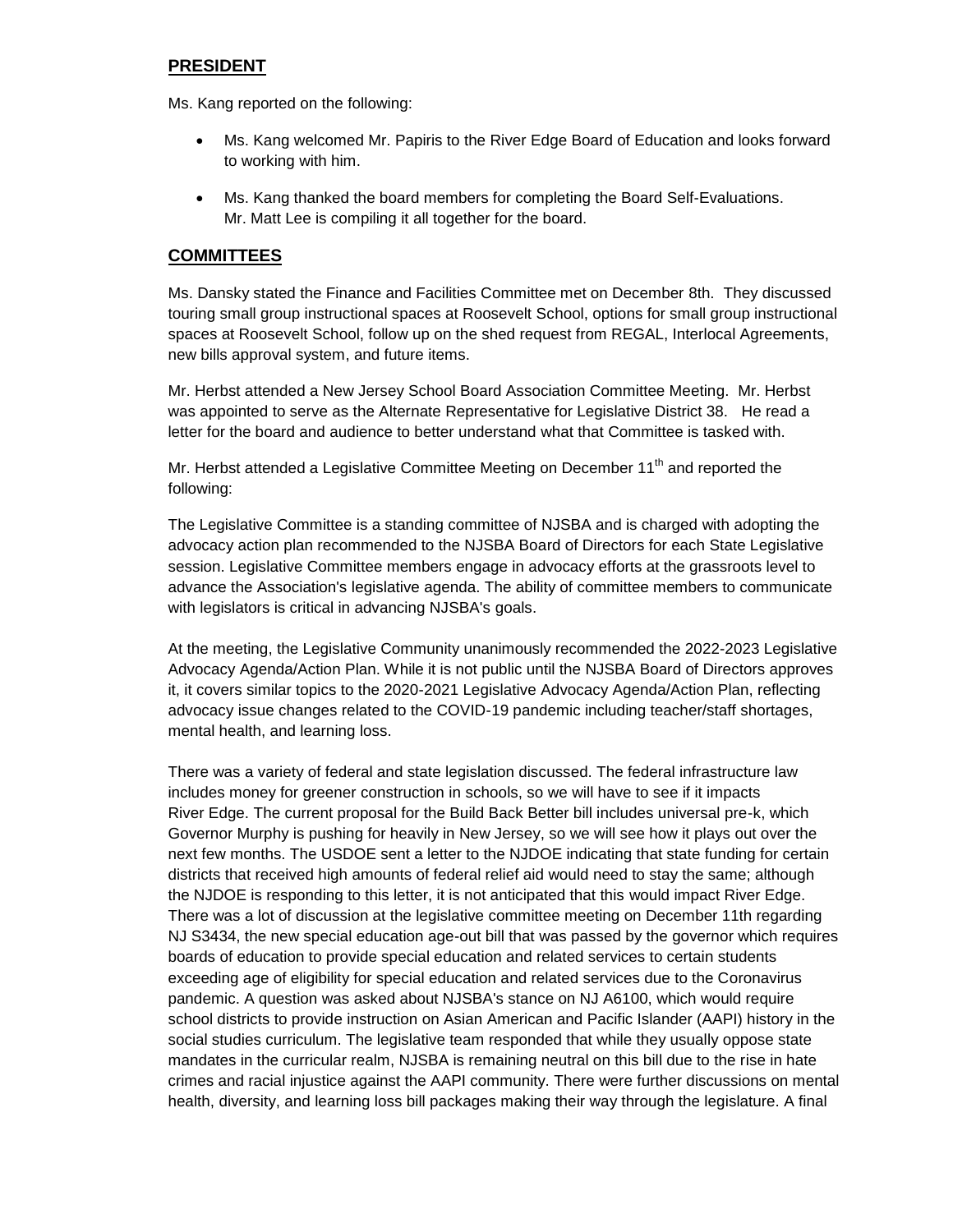## PRESIDENT

Ms. Kang reported on the following:

- Ms. Kang welcomed Mr. Papiris to the River Edge Board of Education and looks forward to working with him.

- Ms. Kang thanked the board members for completing the Board Self-Evaluations. Mr. Matt Lee is compiling it all together for the board.

## COMMITTEES

Ms. Dansky stated the Finance and Facilities Committee met on December 8th. They discussed touring small group instructional spaces at Roosevelt School, options for small group instructional spaces at Roosevelt School, follow up on the shed request from REGAL, Interlocal Agreements, new bills approval system, and future items.

Mr. Herbst attended a New Jersey School Board Association Committee Meeting. Mr. Herbst was appointed to serve as the Alternate Representative for Legislative District 38. He read a letter for the board and audience to better understand what that Committee is tasked with.

Mr. Herbst attended a Legislative Committee Meeting on December 11th and reported the following:

The Legislative Committee is a standing committee of NJSBA and is charged with adopting the advocacy action plan recommended to the NJSBA Board of Directors for each State Legislative session. Legislative Committee members engage in advocacy efforts at the grassroots level to advance the Association's legislative agenda. The ability of committee members to communicate with legislators is critical in advancing NJSBA's goals.

At the meeting, the Legislative Community unanimously recommended the 2022-2023 Legislative Advocacy Agenda/Action Plan. While it is not public until the NJSBA Board of Directors approves it, it covers similar topics to the 2020-2021 Legislative Advocacy Agenda/Action Plan, reflecting advocacy issue changes related to the COVID-19 pandemic including teacher/staff shortages, mental health, and learning loss.

There was a variety of federal and state legislation discussed. The federal infrastructure law includes money for greener construction in schools, so we will have to see if it impacts River Edge. The current proposal for the Build Back Better bill includes universal pre-k, which Governor Murphy is pushing for heavily in New Jersey, so we will see how it plays out over the next few months. The USDOE sent a letter to the NJDOE indicating that state funding for certain districts that received high amounts of federal relief aid would need to stay the same; although the NJDOE is responding to this letter, it is not anticipated that this would impact River Edge. There was a lot of discussion at the legislative committee meeting on December 11th regarding NJ S3434, the new special education age-out bill that was passed by the governor which requires boards of education to provide special education and related services to certain students exceeding age of eligibility for special education and related services due to the Coronavirus pandemic. A question was asked about NJSBA's stance on NJ A6100, which would require school districts to provide instruction on Asian American and Pacific Islander (AAPI) history in the social studies curriculum. The legislative team responded that while they usually oppose state mandates in the curricular realm, NJSBA is remaining neutral on this bill due to the rise in hate crimes and racial injustice against the AAPI community. There were further discussions on mental health, diversity, and learning loss bill packages making their way through the legislature. A final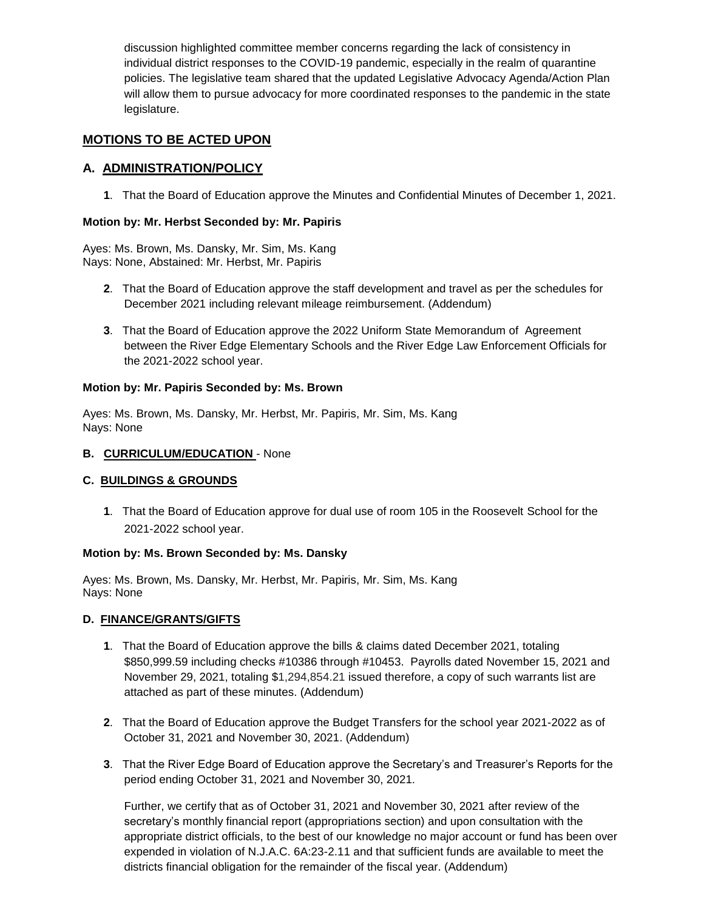discussion highlighted committee member concerns regarding the lack of consistency in individual district responses to the COVID-19 pandemic, especially in the realm of quarantine policies. The legislative team shared that the updated Legislative Advocacy Agenda/Action Plan will allow them to pursue advocacy for more coordinated responses to the pandemic in the state legislature.

## MOTIONS TO BE ACTED UPON

### A. ADMINISTRATION/POLICY

**1**. That the Board of Education approve the Minutes and Confidential Minutes of December 1, 2021.

**Motion by: Mr. Herbst Seconded by: Mr. Papiris**

Ayes: Ms. Brown, Ms. Dansky, Mr. Sim, Ms. Kang
Nays: None, Abstained: Mr. Herbst, Mr. Papiris

**2**. That the Board of Education approve the staff development and travel as per the schedules for December 2021 including relevant mileage reimbursement. (Addendum)

**3**. That the Board of Education approve the 2022 Uniform State Memorandum of Agreement between the River Edge Elementary Schools and the River Edge Law Enforcement Officials for the 2021-2022 school year.

**Motion by: Mr. Papiris Seconded by: Ms. Brown**

Ayes: Ms. Brown, Ms. Dansky, Mr. Herbst, Mr. Papiris, Mr. Sim, Ms. Kang
Nays: None

### B. CURRICULUM/EDUCATION - None

### C. BUILDINGS & GROUNDS

**1**. That the Board of Education approve for dual use of room 105 in the Roosevelt School for the 2021-2022 school year.

**Motion by: Ms. Brown Seconded by: Ms. Dansky**

Ayes: Ms. Brown, Ms. Dansky, Mr. Herbst, Mr. Papiris, Mr. Sim, Ms. Kang
Nays: None

### D. FINANCE/GRANTS/GIFTS

**1**. That the Board of Education approve the bills & claims dated December 2021, totaling $850,999.59 including checks #10386 through #10453. Payrolls dated November 15, 2021 and November 29, 2021, totaling $1,294,854.21 issued therefore, a copy of such warrants list are attached as part of these minutes. (Addendum)

**2**. That the Board of Education approve the Budget Transfers for the school year 2021-2022 as of October 31, 2021 and November 30, 2021. (Addendum)

**3**. That the River Edge Board of Education approve the Secretary's and Treasurer's Reports for the period ending October 31, 2021 and November 30, 2021.

Further, we certify that as of October 31, 2021 and November 30, 2021 after review of the secretary's monthly financial report (appropriations section) and upon consultation with the appropriate district officials, to the best of our knowledge no major account or fund has been over expended in violation of N.J.A.C. 6A:23-2.11 and that sufficient funds are available to meet the districts financial obligation for the remainder of the fiscal year. (Addendum)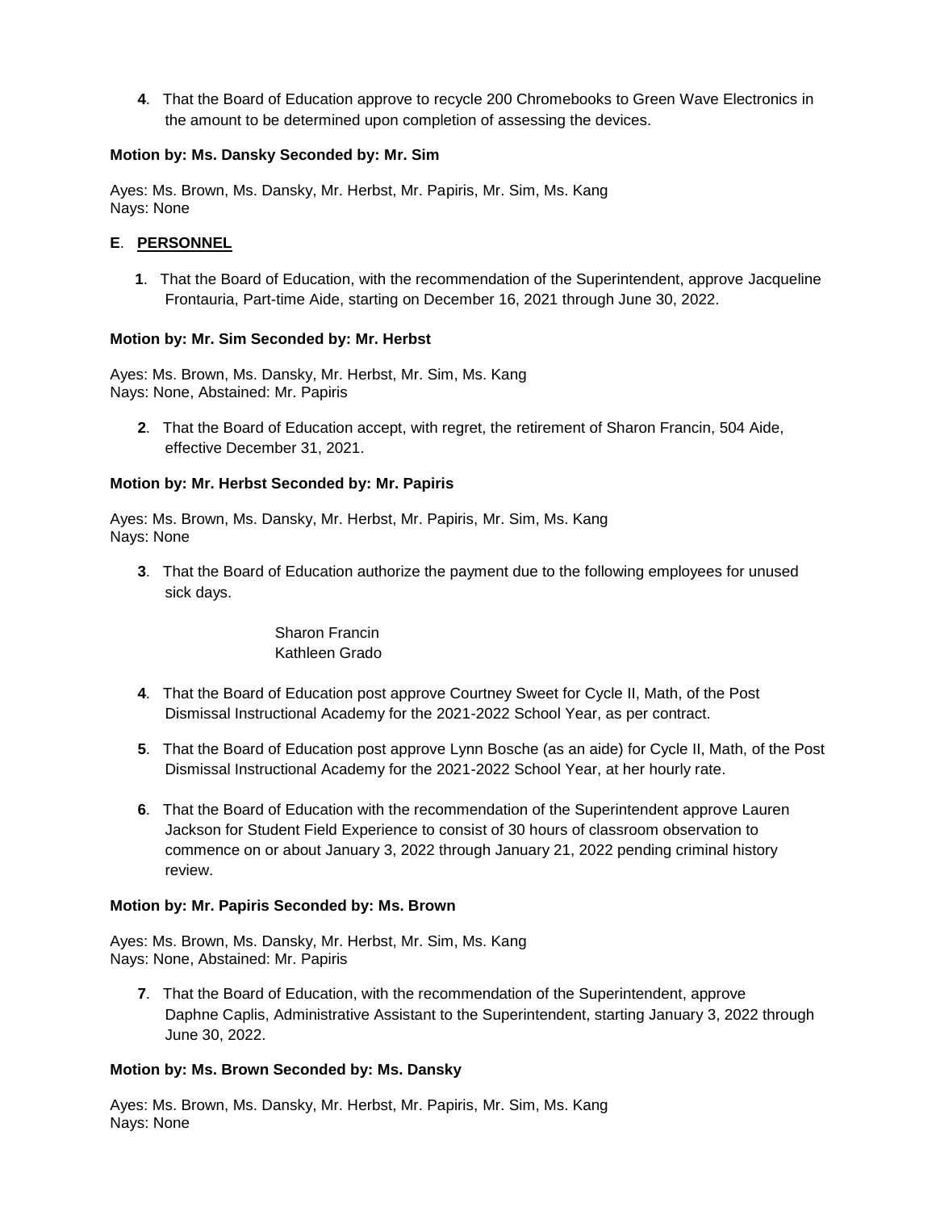**4**. That the Board of Education approve to recycle 200 Chromebooks to Green Wave Electronics in the amount to be determined upon completion of assessing the devices.

**Motion by: Ms. Dansky Seconded by: Mr. Sim**

Ayes: Ms. Brown, Ms. Dansky, Mr. Herbst, Mr. Papiris, Mr. Sim, Ms. Kang
Nays: None

## E. PERSONNEL

**1**. That the Board of Education, with the recommendation of the Superintendent, approve Jacqueline Frontauria, Part-time Aide, starting on December 16, 2021 through June 30, 2022.

**Motion by: Mr. Sim Seconded by: Mr. Herbst**

Ayes: Ms. Brown, Ms. Dansky, Mr. Herbst, Mr. Sim, Ms. Kang
Nays: None, Abstained: Mr. Papiris

**2**. That the Board of Education accept, with regret, the retirement of Sharon Francin, 504 Aide, effective December 31, 2021.

**Motion by: Mr. Herbst Seconded by: Mr. Papiris**

Ayes: Ms. Brown, Ms. Dansky, Mr. Herbst, Mr. Papiris, Mr. Sim, Ms. Kang
Nays: None

**3**. That the Board of Education authorize the payment due to the following employees for unused sick days.

Sharon Francin
Kathleen Grado

**4**. That the Board of Education post approve Courtney Sweet for Cycle II, Math, of the Post Dismissal Instructional Academy for the 2021-2022 School Year, as per contract.

**5**. That the Board of Education post approve Lynn Bosche (as an aide) for Cycle II, Math, of the Post Dismissal Instructional Academy for the 2021-2022 School Year, at her hourly rate.

**6**. That the Board of Education with the recommendation of the Superintendent approve Lauren Jackson for Student Field Experience to consist of 30 hours of classroom observation to commence on or about January 3, 2022 through January 21, 2022 pending criminal history review.

**Motion by: Mr. Papiris Seconded by: Ms. Brown**

Ayes: Ms. Brown, Ms. Dansky, Mr. Herbst, Mr. Sim, Ms. Kang
Nays: None, Abstained: Mr. Papiris

**7**. That the Board of Education, with the recommendation of the Superintendent, approve Daphne Caplis, Administrative Assistant to the Superintendent, starting January 3, 2022 through June 30, 2022.

**Motion by: Ms. Brown Seconded by: Ms. Dansky**

Ayes: Ms. Brown, Ms. Dansky, Mr. Herbst, Mr. Papiris, Mr. Sim, Ms. Kang
Nays: None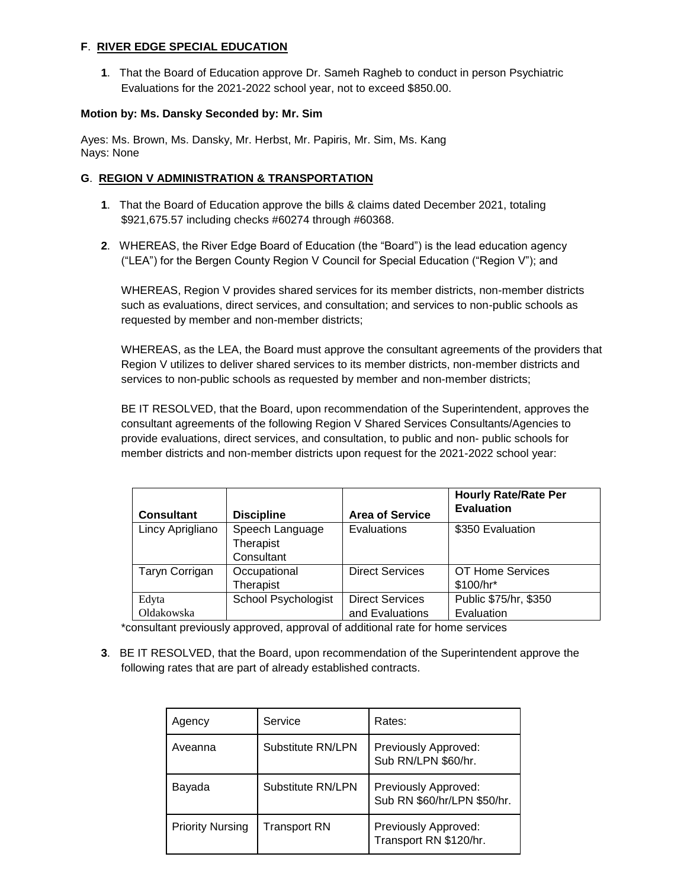**F**. **RIVER EDGE SPECIAL EDUCATION**

**1**. That the Board of Education approve Dr. Sameh Ragheb to conduct in person Psychiatric Evaluations for the 2021-2022 school year, not to exceed $850.00.

**Motion by: Ms. Dansky Seconded by: Mr. Sim**

Ayes: Ms. Brown, Ms. Dansky, Mr. Herbst, Mr. Papiris, Mr. Sim, Ms. Kang
Nays: None

**G**. **REGION V ADMINISTRATION & TRANSPORTATION**

**1**. That the Board of Education approve the bills & claims dated December 2021, totaling $921,675.57 including checks #60274 through #60368.

**2**. WHEREAS, the River Edge Board of Education (the "Board") is the lead education agency ("LEA") for the Bergen County Region V Council for Special Education ("Region V"); and

WHEREAS, Region V provides shared services for its member districts, non-member districts such as evaluations, direct services, and consultation; and services to non-public schools as requested by member and non-member districts;

WHEREAS, as the LEA, the Board must approve the consultant agreements of the providers that Region V utilizes to deliver shared services to its member districts, non-member districts and services to non-public schools as requested by member and non-member districts;

BE IT RESOLVED, that the Board, upon recommendation of the Superintendent, approves the consultant agreements of the following Region V Shared Services Consultants/Agencies to provide evaluations, direct services, and consultation, to public and non- public schools for member districts and non-member districts upon request for the 2021-2022 school year:

| Consultant | Discipline | Area of Service | Hourly Rate/Rate Per Evaluation |
|---|---|---|---|
| Lincy Aprigliano | Speech Language Therapist Consultant | Evaluations | $350 Evaluation |
| Taryn Corrigan | Occupational Therapist | Direct Services | OT Home Services $100/hr* |
| Edyta Oldakowska | School Psychologist | Direct Services and Evaluations | Public $75/hr, $350 Evaluation |

*consultant previously approved, approval of additional rate for home services

**3**. BE IT RESOLVED, that the Board, upon recommendation of the Superintendent approve the following rates that are part of already established contracts.

| Agency | Service | Rates: |
|---|---|---|
| Aveanna | Substitute RN/LPN | Previously Approved: Sub RN/LPN $60/hr. |
| Bayada | Substitute RN/LPN | Previously Approved: Sub RN $60/hr/LPN $50/hr. |
| Priority Nursing | Transport RN | Previously Approved: Transport RN $120/hr. |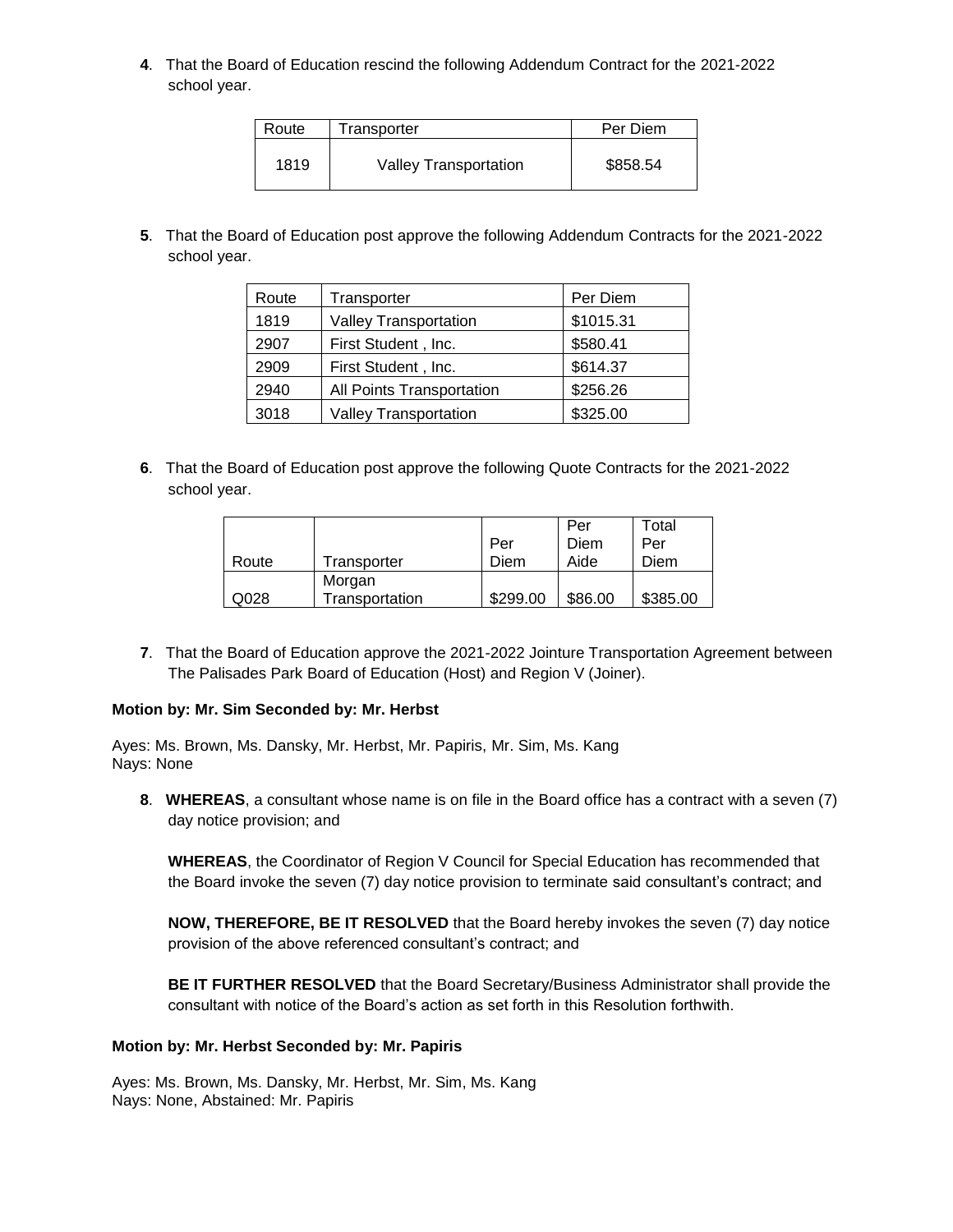**4**. That the Board of Education rescind the following Addendum Contract for the 2021-2022 school year.

| Route | Transporter | Per Diem |
|---|---|---|
| 1819 | Valley Transportation | $858.54 |

**5**. That the Board of Education post approve the following Addendum Contracts for the 2021-2022 school year.

| Route | Transporter | Per Diem |
|---|---|---|
| 1819 | Valley Transportation | $1015.31 |
| 2907 | First Student , Inc. | $580.41 |
| 2909 | First Student , Inc. | $614.37 |
| 2940 | All Points Transportation | $256.26 |
| 3018 | Valley Transportation | $325.00 |

**6**. That the Board of Education post approve the following Quote Contracts for the 2021-2022 school year.

| Route | Transporter | Per Diem | Per Diem Aide | Total Per Diem |
|---|---|---|---|---|
| Q028 | Morgan Transportation | $299.00 | $86.00 | $385.00 |

**7**. That the Board of Education approve the 2021-2022 Jointure Transportation Agreement between The Palisades Park Board of Education (Host) and Region V (Joiner).

**Motion by: Mr. Sim Seconded by: Mr. Herbst**

Ayes: Ms. Brown, Ms. Dansky, Mr. Herbst, Mr. Papiris, Mr. Sim, Ms. Kang
Nays: None

**8**. **WHEREAS**, a consultant whose name is on file in the Board office has a contract with a seven (7) day notice provision; and

**WHEREAS**, the Coordinator of Region V Council for Special Education has recommended that the Board invoke the seven (7) day notice provision to terminate said consultant's contract; and

**NOW, THEREFORE, BE IT RESOLVED** that the Board hereby invokes the seven (7) day notice provision of the above referenced consultant's contract; and

**BE IT FURTHER RESOLVED** that the Board Secretary/Business Administrator shall provide the consultant with notice of the Board's action as set forth in this Resolution forthwith.

**Motion by: Mr. Herbst Seconded by: Mr. Papiris**

Ayes: Ms. Brown, Ms. Dansky, Mr. Herbst, Mr. Sim, Ms. Kang
Nays: None, Abstained: Mr. Papiris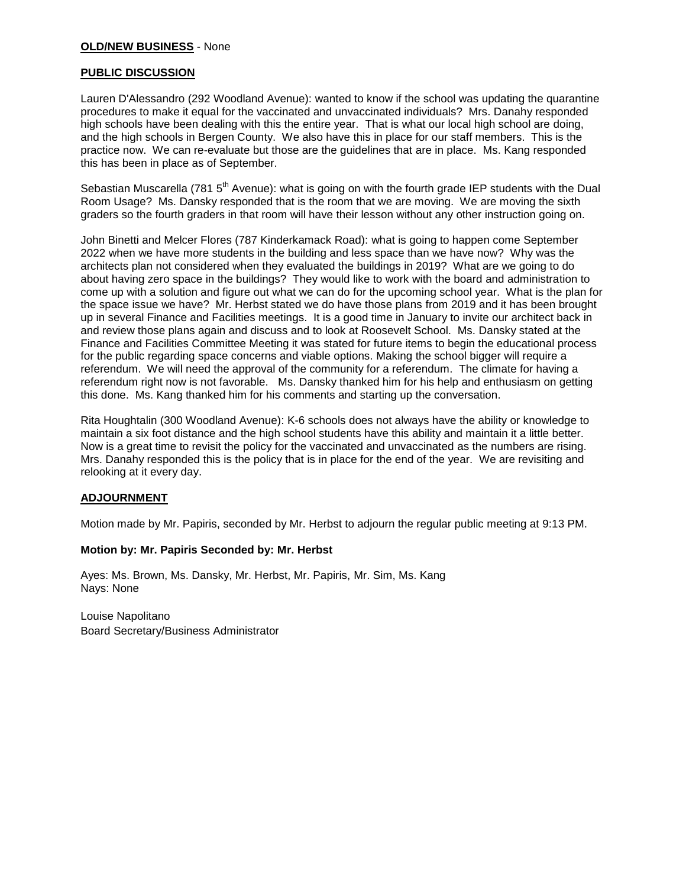**OLD/NEW BUSINESS** - None

**PUBLIC DISCUSSION**

Lauren D'Alessandro (292 Woodland Avenue): wanted to know if the school was updating the quarantine procedures to make it equal for the vaccinated and unvaccinated individuals? Mrs. Danahy responded high schools have been dealing with this the entire year. That is what our local high school are doing, and the high schools in Bergen County. We also have this in place for our staff members. This is the practice now. We can re-evaluate but those are the guidelines that are in place. Ms. Kang responded this has been in place as of September.

Sebastian Muscarella (781 5th Avenue): what is going on with the fourth grade IEP students with the Dual Room Usage? Ms. Dansky responded that is the room that we are moving. We are moving the sixth graders so the fourth graders in that room will have their lesson without any other instruction going on.

John Binetti and Melcer Flores (787 Kinderkamack Road): what is going to happen come September 2022 when we have more students in the building and less space than we have now? Why was the architects plan not considered when they evaluated the buildings in 2019? What are we going to do about having zero space in the buildings? They would like to work with the board and administration to come up with a solution and figure out what we can do for the upcoming school year. What is the plan for the space issue we have? Mr. Herbst stated we do have those plans from 2019 and it has been brought up in several Finance and Facilities meetings. It is a good time in January to invite our architect back in and review those plans again and discuss and to look at Roosevelt School. Ms. Dansky stated at the Finance and Facilities Committee Meeting it was stated for future items to begin the educational process for the public regarding space concerns and viable options. Making the school bigger will require a referendum. We will need the approval of the community for a referendum. The climate for having a referendum right now is not favorable. Ms. Dansky thanked him for his help and enthusiasm on getting this done. Ms. Kang thanked him for his comments and starting up the conversation.

Rita Houghtalin (300 Woodland Avenue): K-6 schools does not always have the ability or knowledge to maintain a six foot distance and the high school students have this ability and maintain it a little better. Now is a great time to revisit the policy for the vaccinated and unvaccinated as the numbers are rising. Mrs. Danahy responded this is the policy that is in place for the end of the year. We are revisiting and relooking at it every day.

**ADJOURNMENT**

Motion made by Mr. Papiris, seconded by Mr. Herbst to adjourn the regular public meeting at 9:13 PM.

**Motion by: Mr. Papiris Seconded by: Mr. Herbst**

Ayes: Ms. Brown, Ms. Dansky, Mr. Herbst, Mr. Papiris, Mr. Sim, Ms. Kang
Nays: None

Louise Napolitano
Board Secretary/Business Administrator